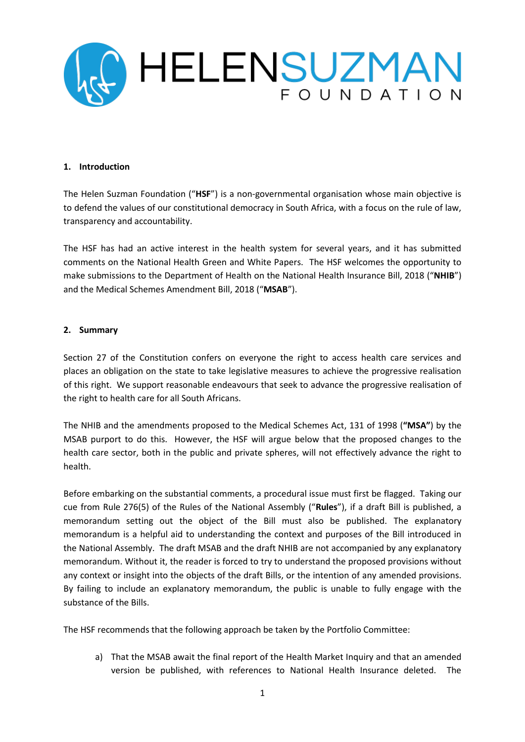HELENSUZMAN FOUNDATION

## 1. Introduction

The Helen Suzman Foundation ("**HSF**") is a non-governmental organisation whose main objective is to defend the values of our constitutional democracy in South Africa, with a focus on the rule of law, transparency and accountability.

The HSF has had an active interest in the health system for several years, and it has submitted comments on the National Health Green and White Papers. The HSF welcomes the opportunity to make submissions to the Department of Health on the National Health Insurance Bill, 2018 ("**NHIB**") and the Medical Schemes Amendment Bill, 2018 ("**MSAB**").

## 2. Summary

Section 27 of the Constitution confers on everyone the right to access health care services and places an obligation on the state to take legislative measures to achieve the progressive realisation of this right. We support reasonable endeavours that seek to advance the progressive realisation of the right to health care for all South Africans.

The NHIB and the amendments proposed to the Medical Schemes Act, 131 of 1998 (**"MSA"**) by the MSAB purport to do this. However, the HSF will argue below that the proposed changes to the health care sector, both in the public and private spheres, will not effectively advance the right to health.

Before embarking on the substantial comments, a procedural issue must first be flagged. Taking our cue from Rule 276(5) of the Rules of the National Assembly ("**Rules**"), if a draft Bill is published, a memorandum setting out the object of the Bill must also be published. The explanatory memorandum is a helpful aid to understanding the context and purposes of the Bill introduced in the National Assembly. The draft MSAB and the draft NHIB are not accompanied by any explanatory memorandum. Without it, the reader is forced to try to understand the proposed provisions without any context or insight into the objects of the draft Bills, or the intention of any amended provisions. By failing to include an explanatory memorandum, the public is unable to fully engage with the substance of the Bills.

The HSF recommends that the following approach be taken by the Portfolio Committee:

a) That the MSAB await the final report of the Health Market Inquiry and that an amended version be published, with references to National Health Insurance deleted. The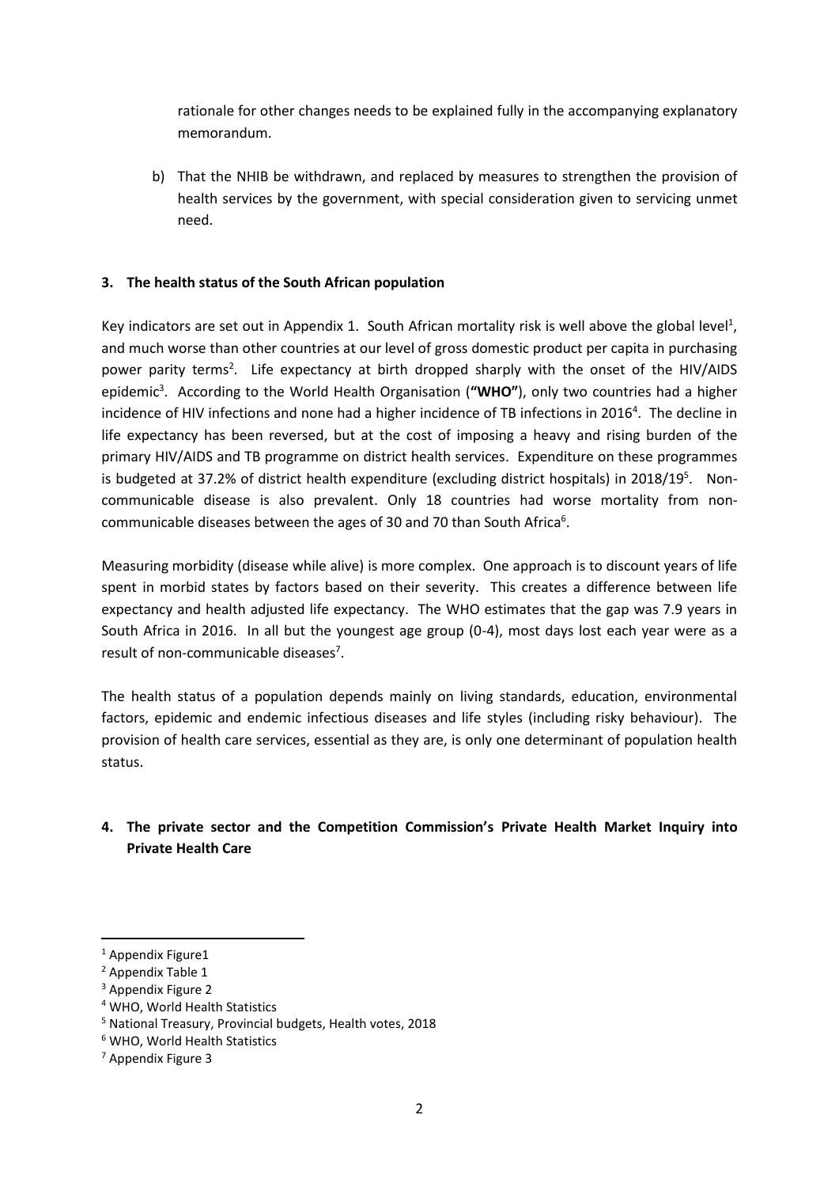rationale for other changes needs to be explained fully in the accompanying explanatory memorandum.

b) That the NHIB be withdrawn, and replaced by measures to strengthen the provision of health services by the government, with special consideration given to servicing unmet need.

## 3. The health status of the South African population

Key indicators are set out in Appendix 1. South African mortality risk is well above the global level[1], and much worse than other countries at our level of gross domestic product per capita in purchasing power parity terms[2]. Life expectancy at birth dropped sharply with the onset of the HIV/AIDS epidemic[3]. According to the World Health Organisation (**"WHO"**), only two countries had a higher incidence of HIV infections and none had a higher incidence of TB infections in 2016[4]. The decline in life expectancy has been reversed, but at the cost of imposing a heavy and rising burden of the primary HIV/AIDS and TB programme on district health services. Expenditure on these programmes is budgeted at 37.2% of district health expenditure (excluding district hospitals) in 2018/19[5]. Non-communicable disease is also prevalent. Only 18 countries had worse mortality from non-communicable diseases between the ages of 30 and 70 than South Africa[6].

Measuring morbidity (disease while alive) is more complex. One approach is to discount years of life spent in morbid states by factors based on their severity. This creates a difference between life expectancy and health adjusted life expectancy. The WHO estimates that the gap was 7.9 years in South Africa in 2016. In all but the youngest age group (0-4), most days lost each year were as a result of non-communicable diseases[7].

The health status of a population depends mainly on living standards, education, environmental factors, epidemic and endemic infectious diseases and life styles (including risky behaviour). The provision of health care services, essential as they are, is only one determinant of population health status.

## 4. The private sector and the Competition Commission's Private Health Market Inquiry into Private Health Care

---

[1] Appendix Figure1

[2] Appendix Table 1

[3] Appendix Figure 2

[4] WHO, World Health Statistics

[5] National Treasury, Provincial budgets, Health votes, 2018

[6] WHO, World Health Statistics

[7] Appendix Figure 3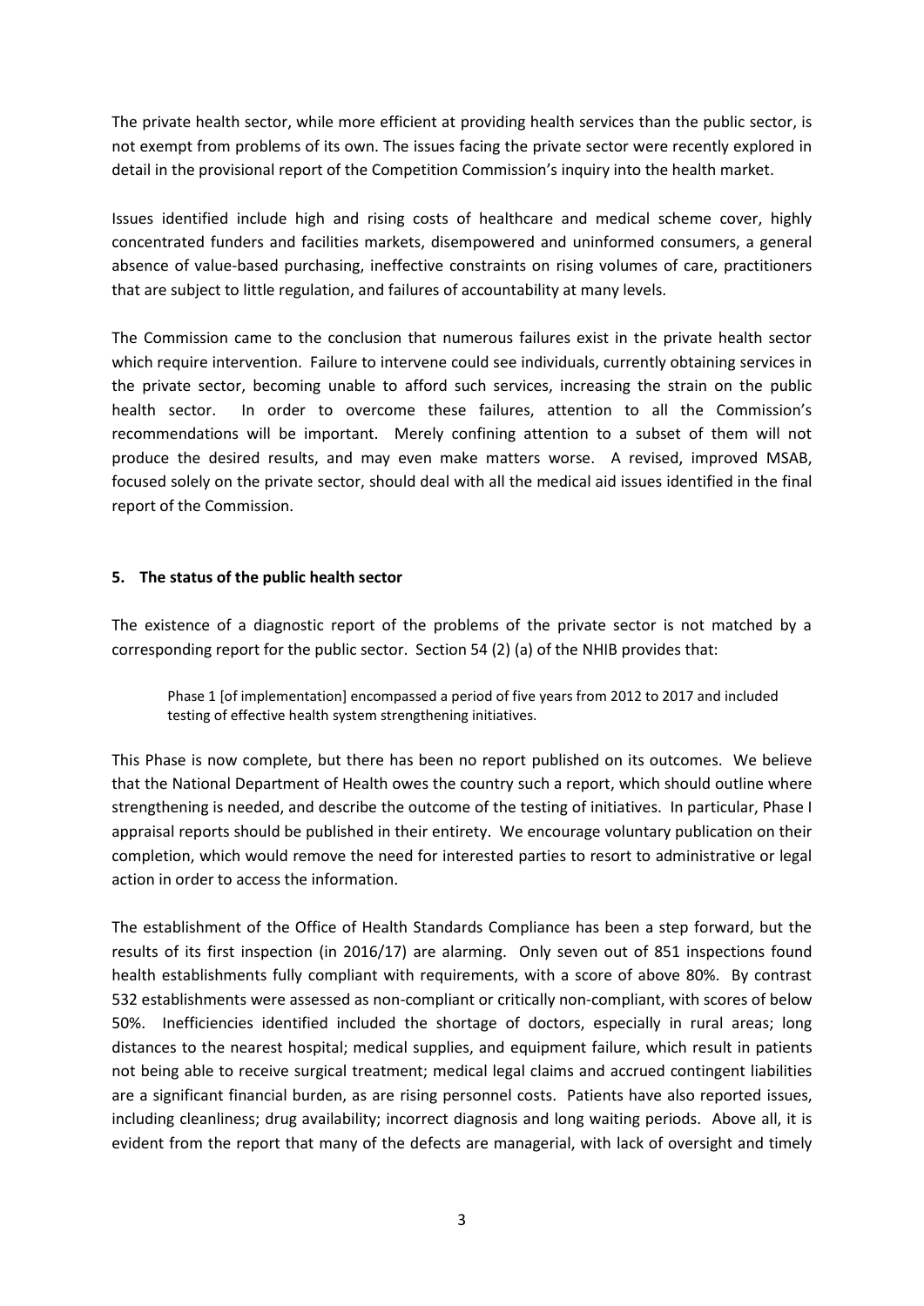The private health sector, while more efficient at providing health services than the public sector, is not exempt from problems of its own. The issues facing the private sector were recently explored in detail in the provisional report of the Competition Commission's inquiry into the health market.

Issues identified include high and rising costs of healthcare and medical scheme cover, highly concentrated funders and facilities markets, disempowered and uninformed consumers, a general absence of value-based purchasing, ineffective constraints on rising volumes of care, practitioners that are subject to little regulation, and failures of accountability at many levels.

The Commission came to the conclusion that numerous failures exist in the private health sector which require intervention. Failure to intervene could see individuals, currently obtaining services in the private sector, becoming unable to afford such services, increasing the strain on the public health sector. In order to overcome these failures, attention to all the Commission's recommendations will be important. Merely confining attention to a subset of them will not produce the desired results, and may even make matters worse. A revised, improved MSAB, focused solely on the private sector, should deal with all the medical aid issues identified in the final report of the Commission.

## 5. The status of the public health sector

The existence of a diagnostic report of the problems of the private sector is not matched by a corresponding report for the public sector. Section 54 (2) (a) of the NHIB provides that:

> Phase 1 [of implementation] encompassed a period of five years from 2012 to 2017 and included testing of effective health system strengthening initiatives.

This Phase is now complete, but there has been no report published on its outcomes. We believe that the National Department of Health owes the country such a report, which should outline where strengthening is needed, and describe the outcome of the testing of initiatives. In particular, Phase I appraisal reports should be published in their entirety. We encourage voluntary publication on their completion, which would remove the need for interested parties to resort to administrative or legal action in order to access the information.

The establishment of the Office of Health Standards Compliance has been a step forward, but the results of its first inspection (in 2016/17) are alarming. Only seven out of 851 inspections found health establishments fully compliant with requirements, with a score of above 80%. By contrast 532 establishments were assessed as non-compliant or critically non-compliant, with scores of below 50%. Inefficiencies identified included the shortage of doctors, especially in rural areas; long distances to the nearest hospital; medical supplies, and equipment failure, which result in patients not being able to receive surgical treatment; medical legal claims and accrued contingent liabilities are a significant financial burden, as are rising personnel costs. Patients have also reported issues, including cleanliness; drug availability; incorrect diagnosis and long waiting periods. Above all, it is evident from the report that many of the defects are managerial, with lack of oversight and timely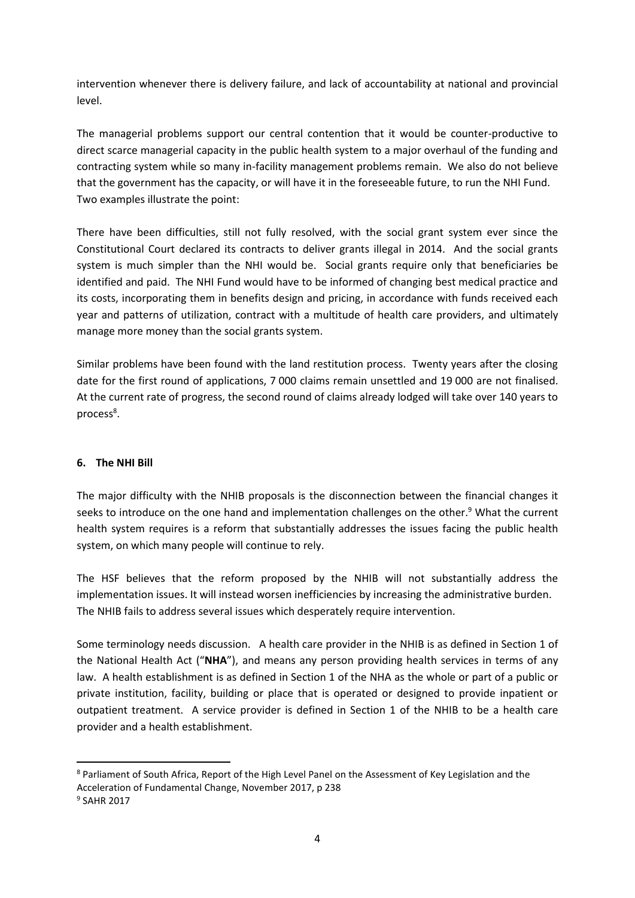intervention whenever there is delivery failure, and lack of accountability at national and provincial level.

The managerial problems support our central contention that it would be counter-productive to direct scarce managerial capacity in the public health system to a major overhaul of the funding and contracting system while so many in-facility management problems remain. We also do not believe that the government has the capacity, or will have it in the foreseeable future, to run the NHI Fund. Two examples illustrate the point:

There have been difficulties, still not fully resolved, with the social grant system ever since the Constitutional Court declared its contracts to deliver grants illegal in 2014. And the social grants system is much simpler than the NHI would be. Social grants require only that beneficiaries be identified and paid. The NHI Fund would have to be informed of changing best medical practice and its costs, incorporating them in benefits design and pricing, in accordance with funds received each year and patterns of utilization, contract with a multitude of health care providers, and ultimately manage more money than the social grants system.

Similar problems have been found with the land restitution process. Twenty years after the closing date for the first round of applications, 7 000 claims remain unsettled and 19 000 are not finalised. At the current rate of progress, the second round of claims already lodged will take over 140 years to process[8].

## 6. The NHI Bill

The major difficulty with the NHIB proposals is the disconnection between the financial changes it seeks to introduce on the one hand and implementation challenges on the other.[9] What the current health system requires is a reform that substantially addresses the issues facing the public health system, on which many people will continue to rely.

The HSF believes that the reform proposed by the NHIB will not substantially address the implementation issues. It will instead worsen inefficiencies by increasing the administrative burden. The NHIB fails to address several issues which desperately require intervention.

Some terminology needs discussion. A health care provider in the NHIB is as defined in Section 1 of the National Health Act ("**NHA**"), and means any person providing health services in terms of any law. A health establishment is as defined in Section 1 of the NHA as the whole or part of a public or private institution, facility, building or place that is operated or designed to provide inpatient or outpatient treatment. A service provider is defined in Section 1 of the NHIB to be a health care provider and a health establishment.

---

[8] Parliament of South Africa, Report of the High Level Panel on the Assessment of Key Legislation and the Acceleration of Fundamental Change, November 2017, p 238

[9] SAHR 2017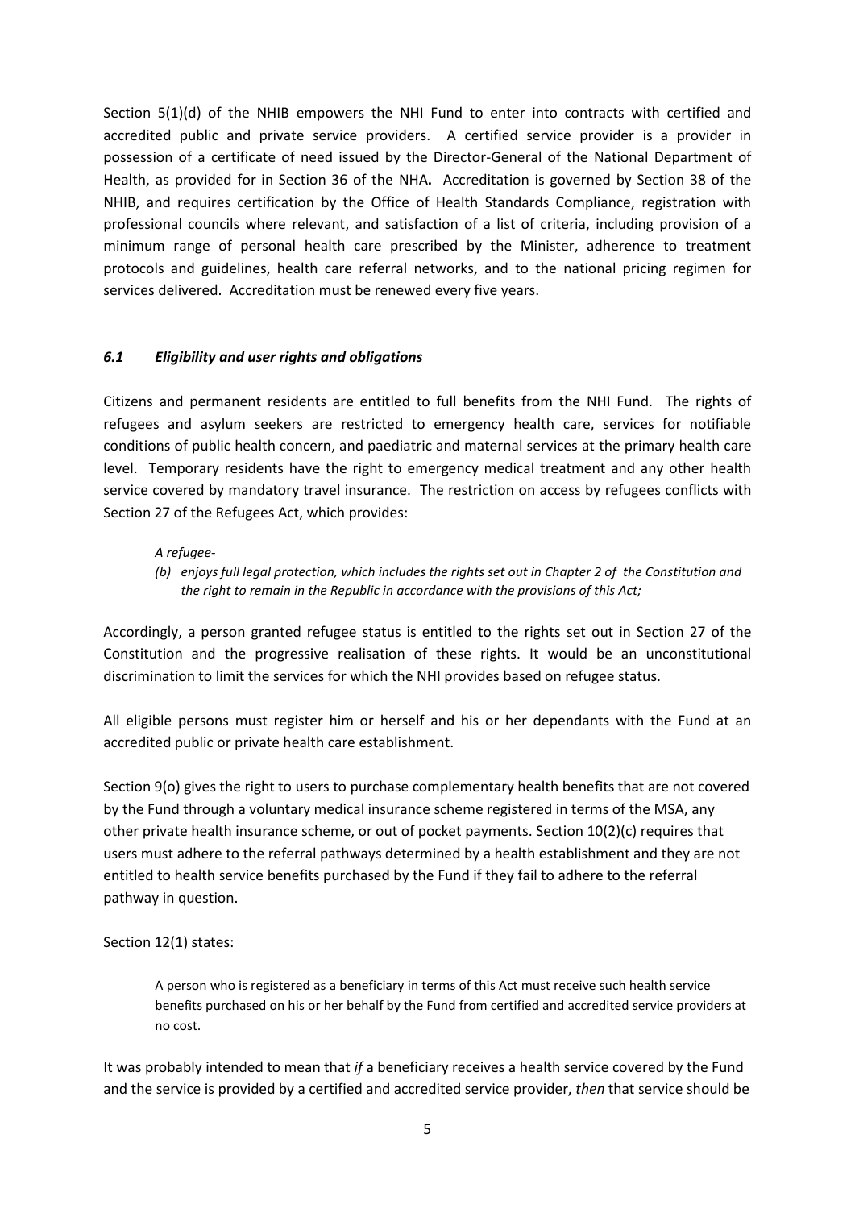Section 5(1)(d) of the NHIB empowers the NHI Fund to enter into contracts with certified and accredited public and private service providers. A certified service provider is a provider in possession of a certificate of need issued by the Director-General of the National Department of Health, as provided for in Section 36 of the NHA**.** Accreditation is governed by Section 38 of the NHIB, and requires certification by the Office of Health Standards Compliance, registration with professional councils where relevant, and satisfaction of a list of criteria, including provision of a minimum range of personal health care prescribed by the Minister, adherence to treatment protocols and guidelines, health care referral networks, and to the national pricing regimen for services delivered. Accreditation must be renewed every five years.

### *6.1 Eligibility and user rights and obligations*

Citizens and permanent residents are entitled to full benefits from the NHI Fund. The rights of refugees and asylum seekers are restricted to emergency health care, services for notifiable conditions of public health concern, and paediatric and maternal services at the primary health care level. Temporary residents have the right to emergency medical treatment and any other health service covered by mandatory travel insurance. The restriction on access by refugees conflicts with Section 27 of the Refugees Act, which provides:

> *A refugee-*
>
> *(b) enjoys full legal protection, which includes the rights set out in Chapter 2 of the Constitution and the right to remain in the Republic in accordance with the provisions of this Act;*

Accordingly, a person granted refugee status is entitled to the rights set out in Section 27 of the Constitution and the progressive realisation of these rights. It would be an unconstitutional discrimination to limit the services for which the NHI provides based on refugee status.

All eligible persons must register him or herself and his or her dependants with the Fund at an accredited public or private health care establishment.

Section 9(o) gives the right to users to purchase complementary health benefits that are not covered by the Fund through a voluntary medical insurance scheme registered in terms of the MSA, any other private health insurance scheme, or out of pocket payments. Section 10(2)(c) requires that users must adhere to the referral pathways determined by a health establishment and they are not entitled to health service benefits purchased by the Fund if they fail to adhere to the referral pathway in question.

Section 12(1) states:

> A person who is registered as a beneficiary in terms of this Act must receive such health service benefits purchased on his or her behalf by the Fund from certified and accredited service providers at no cost.

It was probably intended to mean that *if* a beneficiary receives a health service covered by the Fund and the service is provided by a certified and accredited service provider, *then* that service should be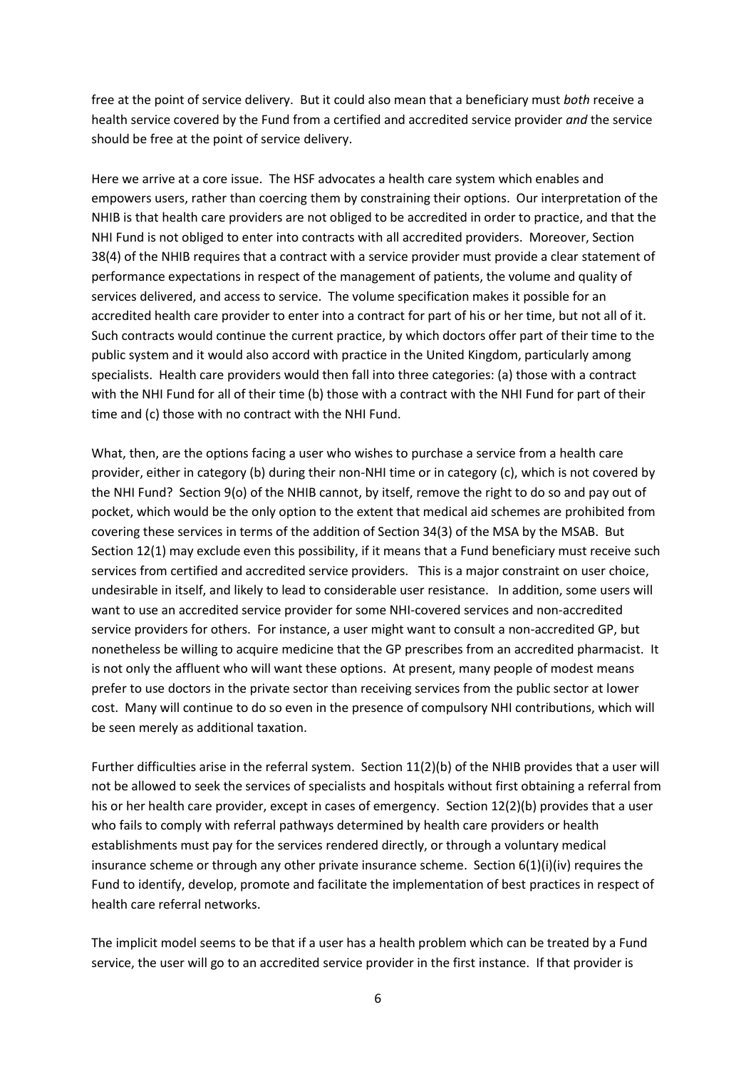free at the point of service delivery. But it could also mean that a beneficiary must *both* receive a health service covered by the Fund from a certified and accredited service provider *and* the service should be free at the point of service delivery.

Here we arrive at a core issue. The HSF advocates a health care system which enables and empowers users, rather than coercing them by constraining their options. Our interpretation of the NHIB is that health care providers are not obliged to be accredited in order to practice, and that the NHI Fund is not obliged to enter into contracts with all accredited providers. Moreover, Section 38(4) of the NHIB requires that a contract with a service provider must provide a clear statement of performance expectations in respect of the management of patients, the volume and quality of services delivered, and access to service. The volume specification makes it possible for an accredited health care provider to enter into a contract for part of his or her time, but not all of it. Such contracts would continue the current practice, by which doctors offer part of their time to the public system and it would also accord with practice in the United Kingdom, particularly among specialists. Health care providers would then fall into three categories: (a) those with a contract with the NHI Fund for all of their time (b) those with a contract with the NHI Fund for part of their time and (c) those with no contract with the NHI Fund.

What, then, are the options facing a user who wishes to purchase a service from a health care provider, either in category (b) during their non-NHI time or in category (c), which is not covered by the NHI Fund? Section 9(o) of the NHIB cannot, by itself, remove the right to do so and pay out of pocket, which would be the only option to the extent that medical aid schemes are prohibited from covering these services in terms of the addition of Section 34(3) of the MSA by the MSAB. But Section 12(1) may exclude even this possibility, if it means that a Fund beneficiary must receive such services from certified and accredited service providers. This is a major constraint on user choice, undesirable in itself, and likely to lead to considerable user resistance. In addition, some users will want to use an accredited service provider for some NHI-covered services and non-accredited service providers for others. For instance, a user might want to consult a non-accredited GP, but nonetheless be willing to acquire medicine that the GP prescribes from an accredited pharmacist. It is not only the affluent who will want these options. At present, many people of modest means prefer to use doctors in the private sector than receiving services from the public sector at lower cost. Many will continue to do so even in the presence of compulsory NHI contributions, which will be seen merely as additional taxation.

Further difficulties arise in the referral system. Section 11(2)(b) of the NHIB provides that a user will not be allowed to seek the services of specialists and hospitals without first obtaining a referral from his or her health care provider, except in cases of emergency. Section 12(2)(b) provides that a user who fails to comply with referral pathways determined by health care providers or health establishments must pay for the services rendered directly, or through a voluntary medical insurance scheme or through any other private insurance scheme. Section 6(1)(i)(iv) requires the Fund to identify, develop, promote and facilitate the implementation of best practices in respect of health care referral networks.

The implicit model seems to be that if a user has a health problem which can be treated by a Fund service, the user will go to an accredited service provider in the first instance. If that provider is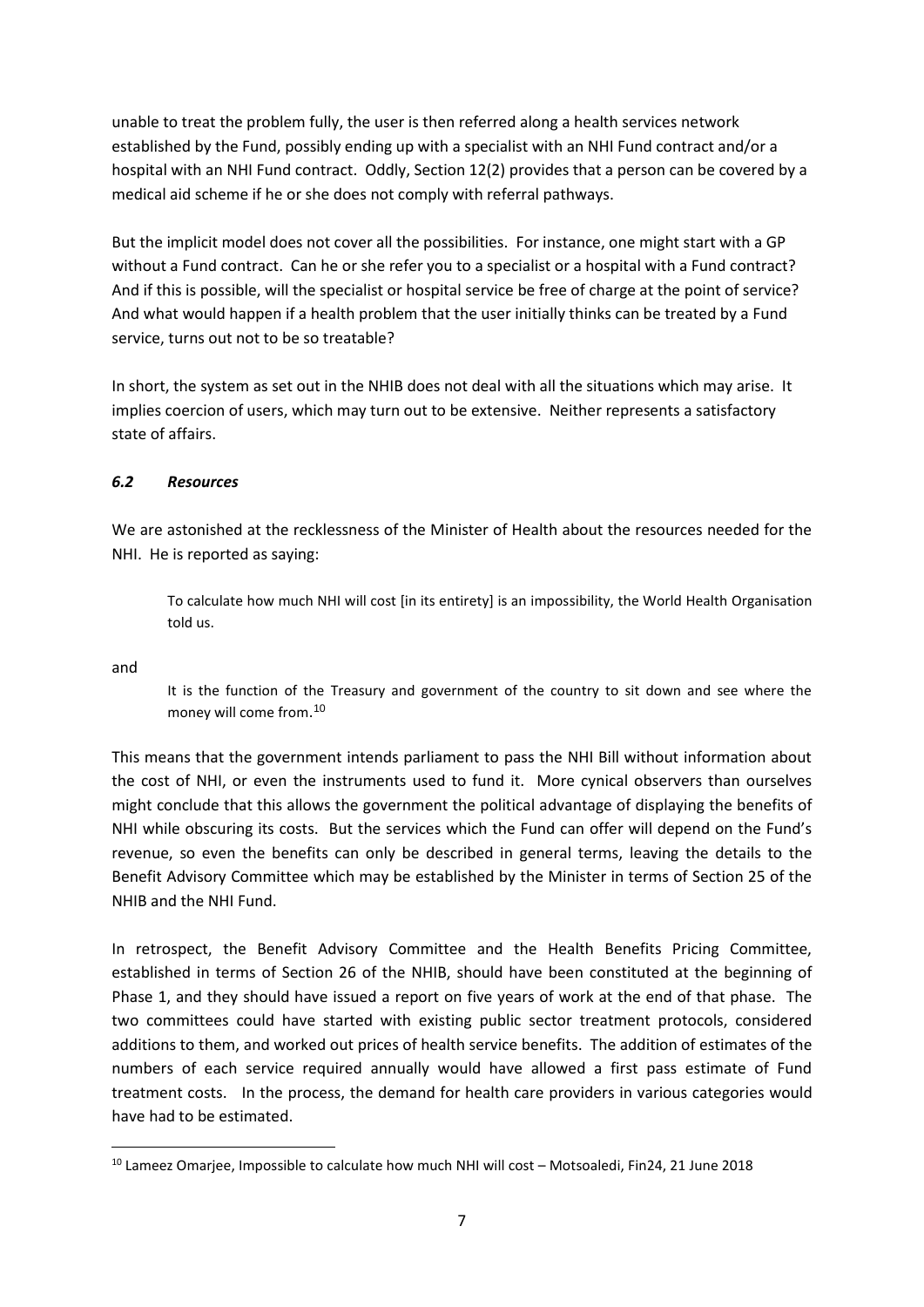unable to treat the problem fully, the user is then referred along a health services network established by the Fund, possibly ending up with a specialist with an NHI Fund contract and/or a hospital with an NHI Fund contract. Oddly, Section 12(2) provides that a person can be covered by a medical aid scheme if he or she does not comply with referral pathways.

But the implicit model does not cover all the possibilities. For instance, one might start with a GP without a Fund contract. Can he or she refer you to a specialist or a hospital with a Fund contract? And if this is possible, will the specialist or hospital service be free of charge at the point of service? And what would happen if a health problem that the user initially thinks can be treated by a Fund service, turns out not to be so treatable?

In short, the system as set out in the NHIB does not deal with all the situations which may arise. It implies coercion of users, which may turn out to be extensive. Neither represents a satisfactory state of affairs.

### *6.2 Resources*

We are astonished at the recklessness of the Minister of Health about the resources needed for the NHI. He is reported as saying:

> To calculate how much NHI will cost [in its entirety] is an impossibility, the World Health Organisation told us.

and

> It is the function of the Treasury and government of the country to sit down and see where the money will come from.[10]

This means that the government intends parliament to pass the NHI Bill without information about the cost of NHI, or even the instruments used to fund it. More cynical observers than ourselves might conclude that this allows the government the political advantage of displaying the benefits of NHI while obscuring its costs. But the services which the Fund can offer will depend on the Fund's revenue, so even the benefits can only be described in general terms, leaving the details to the Benefit Advisory Committee which may be established by the Minister in terms of Section 25 of the NHIB and the NHI Fund.

In retrospect, the Benefit Advisory Committee and the Health Benefits Pricing Committee, established in terms of Section 26 of the NHIB, should have been constituted at the beginning of Phase 1, and they should have issued a report on five years of work at the end of that phase. The two committees could have started with existing public sector treatment protocols, considered additions to them, and worked out prices of health service benefits. The addition of estimates of the numbers of each service required annually would have allowed a first pass estimate of Fund treatment costs. In the process, the demand for health care providers in various categories would have had to be estimated.

---

[10] Lameez Omarjee, Impossible to calculate how much NHI will cost – Motsoaledi, Fin24, 21 June 2018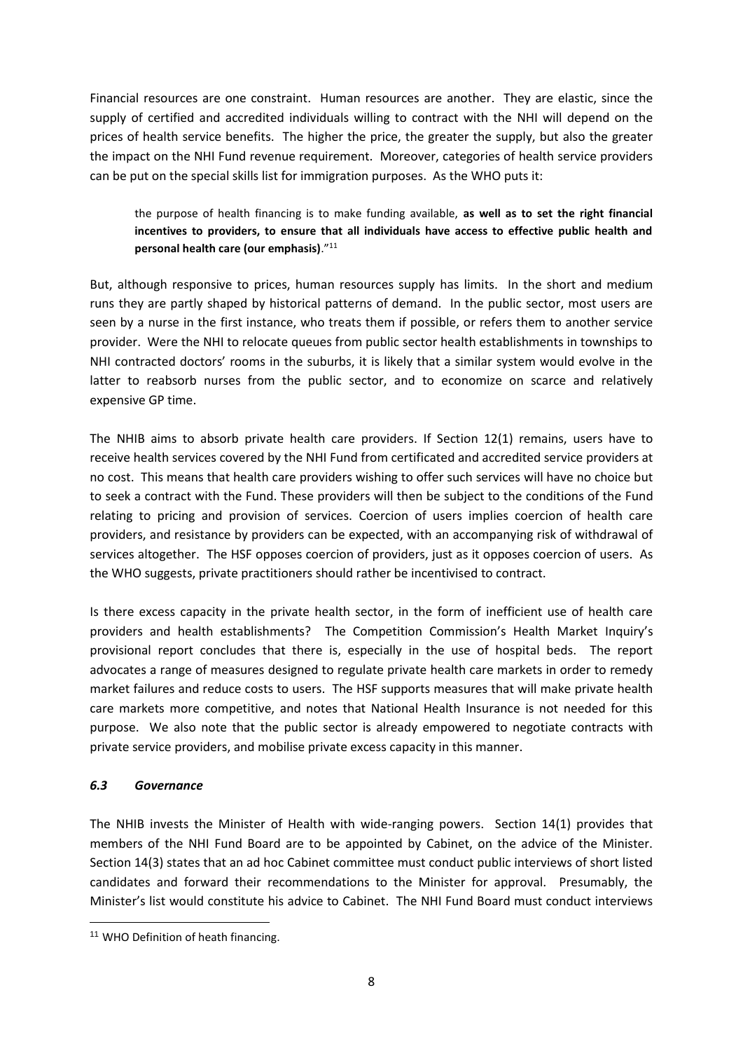Financial resources are one constraint. Human resources are another. They are elastic, since the supply of certified and accredited individuals willing to contract with the NHI will depend on the prices of health service benefits. The higher the price, the greater the supply, but also the greater the impact on the NHI Fund revenue requirement. Moreover, categories of health service providers can be put on the special skills list for immigration purposes. As the WHO puts it:

> the purpose of health financing is to make funding available, **as well as to set the right financial incentives to providers, to ensure that all individuals have access to effective public health and personal health care (our emphasis)**."[11]

But, although responsive to prices, human resources supply has limits. In the short and medium runs they are partly shaped by historical patterns of demand. In the public sector, most users are seen by a nurse in the first instance, who treats them if possible, or refers them to another service provider. Were the NHI to relocate queues from public sector health establishments in townships to NHI contracted doctors' rooms in the suburbs, it is likely that a similar system would evolve in the latter to reabsorb nurses from the public sector, and to economize on scarce and relatively expensive GP time.

The NHIB aims to absorb private health care providers. If Section 12(1) remains, users have to receive health services covered by the NHI Fund from certificated and accredited service providers at no cost. This means that health care providers wishing to offer such services will have no choice but to seek a contract with the Fund. These providers will then be subject to the conditions of the Fund relating to pricing and provision of services. Coercion of users implies coercion of health care providers, and resistance by providers can be expected, with an accompanying risk of withdrawal of services altogether. The HSF opposes coercion of providers, just as it opposes coercion of users. As the WHO suggests, private practitioners should rather be incentivised to contract.

Is there excess capacity in the private health sector, in the form of inefficient use of health care providers and health establishments? The Competition Commission's Health Market Inquiry's provisional report concludes that there is, especially in the use of hospital beds. The report advocates a range of measures designed to regulate private health care markets in order to remedy market failures and reduce costs to users. The HSF supports measures that will make private health care markets more competitive, and notes that National Health Insurance is not needed for this purpose. We also note that the public sector is already empowered to negotiate contracts with private service providers, and mobilise private excess capacity in this manner.

### *6.3 Governance*

The NHIB invests the Minister of Health with wide-ranging powers. Section 14(1) provides that members of the NHI Fund Board are to be appointed by Cabinet, on the advice of the Minister. Section 14(3) states that an ad hoc Cabinet committee must conduct public interviews of short listed candidates and forward their recommendations to the Minister for approval. Presumably, the Minister's list would constitute his advice to Cabinet. The NHI Fund Board must conduct interviews

---

[11] WHO Definition of heath financing.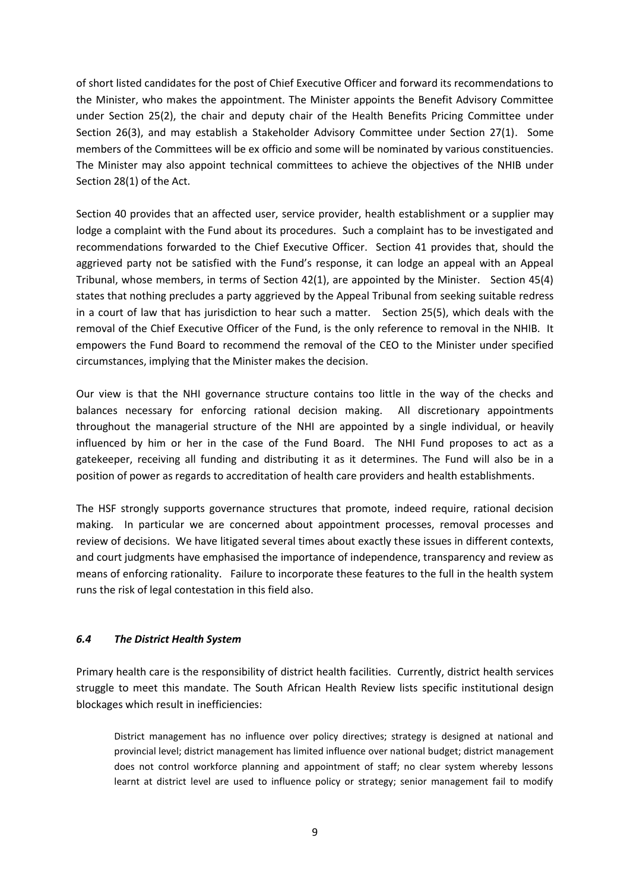of short listed candidates for the post of Chief Executive Officer and forward its recommendations to the Minister, who makes the appointment. The Minister appoints the Benefit Advisory Committee under Section 25(2), the chair and deputy chair of the Health Benefits Pricing Committee under Section 26(3), and may establish a Stakeholder Advisory Committee under Section 27(1). Some members of the Committees will be ex officio and some will be nominated by various constituencies. The Minister may also appoint technical committees to achieve the objectives of the NHIB under Section 28(1) of the Act.

Section 40 provides that an affected user, service provider, health establishment or a supplier may lodge a complaint with the Fund about its procedures. Such a complaint has to be investigated and recommendations forwarded to the Chief Executive Officer. Section 41 provides that, should the aggrieved party not be satisfied with the Fund's response, it can lodge an appeal with an Appeal Tribunal, whose members, in terms of Section 42(1), are appointed by the Minister. Section 45(4) states that nothing precludes a party aggrieved by the Appeal Tribunal from seeking suitable redress in a court of law that has jurisdiction to hear such a matter. Section 25(5), which deals with the removal of the Chief Executive Officer of the Fund, is the only reference to removal in the NHIB. It empowers the Fund Board to recommend the removal of the CEO to the Minister under specified circumstances, implying that the Minister makes the decision.

Our view is that the NHI governance structure contains too little in the way of the checks and balances necessary for enforcing rational decision making. All discretionary appointments throughout the managerial structure of the NHI are appointed by a single individual, or heavily influenced by him or her in the case of the Fund Board. The NHI Fund proposes to act as a gatekeeper, receiving all funding and distributing it as it determines. The Fund will also be in a position of power as regards to accreditation of health care providers and health establishments.

The HSF strongly supports governance structures that promote, indeed require, rational decision making. In particular we are concerned about appointment processes, removal processes and review of decisions. We have litigated several times about exactly these issues in different contexts, and court judgments have emphasised the importance of independence, transparency and review as means of enforcing rationality. Failure to incorporate these features to the full in the health system runs the risk of legal contestation in this field also.

### *6.4 The District Health System*

Primary health care is the responsibility of district health facilities. Currently, district health services struggle to meet this mandate. The South African Health Review lists specific institutional design blockages which result in inefficiencies:

> District management has no influence over policy directives; strategy is designed at national and provincial level; district management has limited influence over national budget; district management does not control workforce planning and appointment of staff; no clear system whereby lessons learnt at district level are used to influence policy or strategy; senior management fail to modify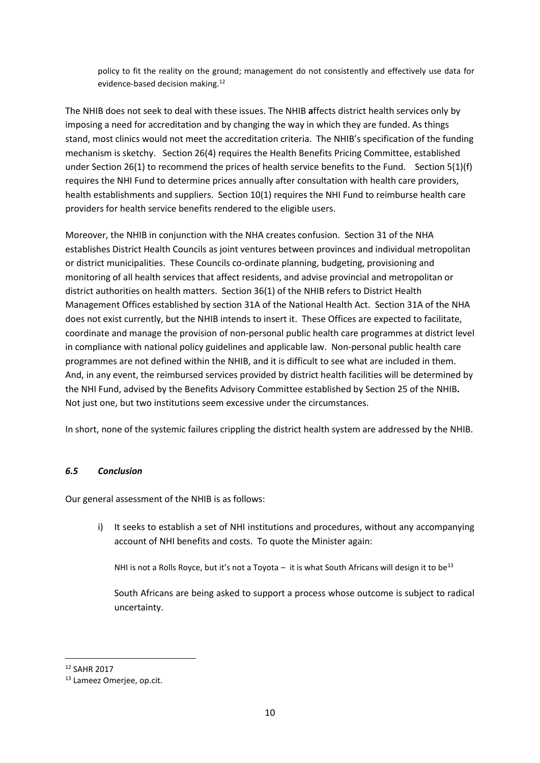> policy to fit the reality on the ground; management do not consistently and effectively use data for evidence-based decision making.[12]

The NHIB does not seek to deal with these issues. The NHIB **a**ffects district health services only by imposing a need for accreditation and by changing the way in which they are funded. As things stand, most clinics would not meet the accreditation criteria. The NHIB's specification of the funding mechanism is sketchy. Section 26(4) requires the Health Benefits Pricing Committee, established under Section 26(1) to recommend the prices of health service benefits to the Fund. Section 5(1)(f) requires the NHI Fund to determine prices annually after consultation with health care providers, health establishments and suppliers. Section 10(1) requires the NHI Fund to reimburse health care providers for health service benefits rendered to the eligible users.

Moreover, the NHIB in conjunction with the NHA creates confusion. Section 31 of the NHA establishes District Health Councils as joint ventures between provinces and individual metropolitan or district municipalities. These Councils co-ordinate planning, budgeting, provisioning and monitoring of all health services that affect residents, and advise provincial and metropolitan or district authorities on health matters. Section 36(1) of the NHIB refers to District Health Management Offices established by section 31A of the National Health Act. Section 31A of the NHA does not exist currently, but the NHIB intends to insert it. These Offices are expected to facilitate, coordinate and manage the provision of non-personal public health care programmes at district level in compliance with national policy guidelines and applicable law. Non-personal public health care programmes are not defined within the NHIB, and it is difficult to see what are included in them. And, in any event, the reimbursed services provided by district health facilities will be determined by the NHI Fund, advised by the Benefits Advisory Committee established by Section 25 of the NHIB**.** Not just one, but two institutions seem excessive under the circumstances.

In short, none of the systemic failures crippling the district health system are addressed by the NHIB.

### *6.5 Conclusion*

Our general assessment of the NHIB is as follows:

i) It seeks to establish a set of NHI institutions and procedures, without any accompanying account of NHI benefits and costs. To quote the Minister again:

   > NHI is not a Rolls Royce, but it's not a Toyota – it is what South Africans will design it to be[13]

   South Africans are being asked to support a process whose outcome is subject to radical uncertainty.

---

[12] SAHR 2017

[13] Lameez Omerjee, op.cit.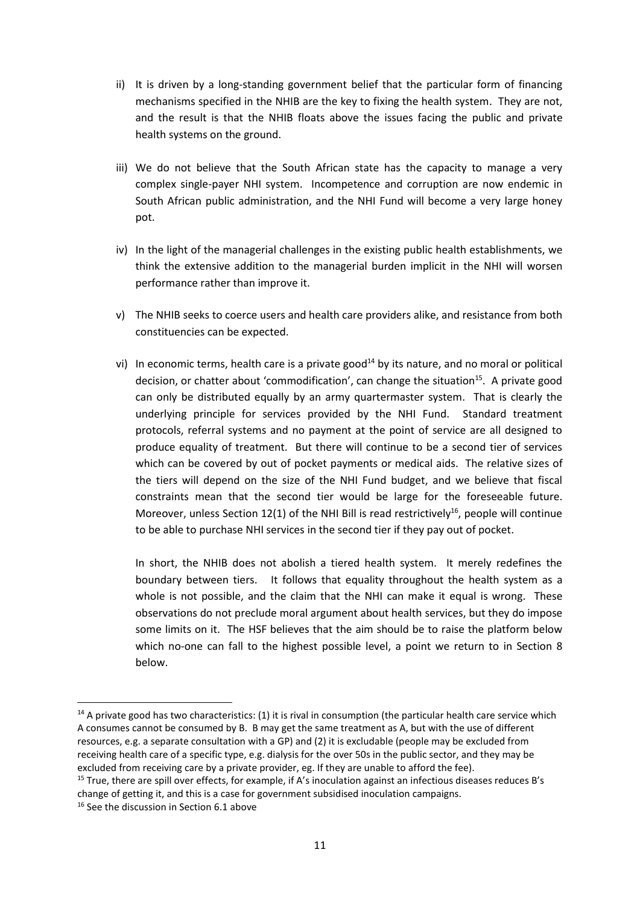ii) It is driven by a long-standing government belief that the particular form of financing mechanisms specified in the NHIB are the key to fixing the health system. They are not, and the result is that the NHIB floats above the issues facing the public and private health systems on the ground.

iii) We do not believe that the South African state has the capacity to manage a very complex single-payer NHI system. Incompetence and corruption are now endemic in South African public administration, and the NHI Fund will become a very large honey pot.

iv) In the light of the managerial challenges in the existing public health establishments, we think the extensive addition to the managerial burden implicit in the NHI will worsen performance rather than improve it.

v) The NHIB seeks to coerce users and health care providers alike, and resistance from both constituencies can be expected.

vi) In economic terms, health care is a private good[14] by its nature, and no moral or political decision, or chatter about 'commodification', can change the situation[15]. A private good can only be distributed equally by an army quartermaster system. That is clearly the underlying principle for services provided by the NHI Fund. Standard treatment protocols, referral systems and no payment at the point of service are all designed to produce equality of treatment. But there will continue to be a second tier of services which can be covered by out of pocket payments or medical aids. The relative sizes of the tiers will depend on the size of the NHI Fund budget, and we believe that fiscal constraints mean that the second tier would be large for the foreseeable future. Moreover, unless Section 12(1) of the NHI Bill is read restrictively[16], people will continue to be able to purchase NHI services in the second tier if they pay out of pocket.

   In short, the NHIB does not abolish a tiered health system. It merely redefines the boundary between tiers. It follows that equality throughout the health system as a whole is not possible, and the claim that the NHI can make it equal is wrong. These observations do not preclude moral argument about health services, but they do impose some limits on it. The HSF believes that the aim should be to raise the platform below which no-one can fall to the highest possible level, a point we return to in Section 8 below.

---

[14] A private good has two characteristics: (1) it is rival in consumption (the particular health care service which A consumes cannot be consumed by B. B may get the same treatment as A, but with the use of different resources, e.g. a separate consultation with a GP) and (2) it is excludable (people may be excluded from receiving health care of a specific type, e.g. dialysis for the over 50s in the public sector, and they may be excluded from receiving care by a private provider, eg. If they are unable to afford the fee).

[15] True, there are spill over effects, for example, if A's inoculation against an infectious diseases reduces B's change of getting it, and this is a case for government subsidised inoculation campaigns.

[16] See the discussion in Section 6.1 above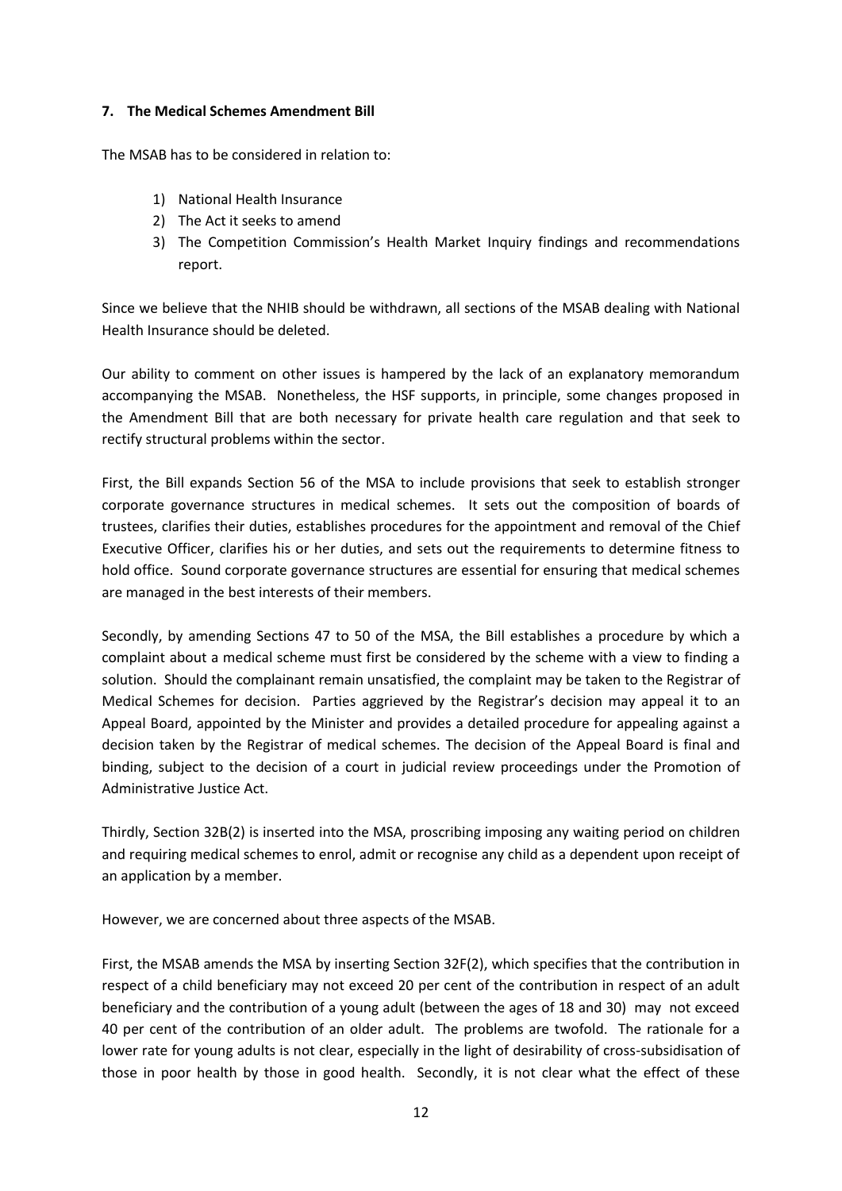## 7. The Medical Schemes Amendment Bill

The MSAB has to be considered in relation to:

1) National Health Insurance
2) The Act it seeks to amend
3) The Competition Commission's Health Market Inquiry findings and recommendations report.

Since we believe that the NHIB should be withdrawn, all sections of the MSAB dealing with National Health Insurance should be deleted.

Our ability to comment on other issues is hampered by the lack of an explanatory memorandum accompanying the MSAB. Nonetheless, the HSF supports, in principle, some changes proposed in the Amendment Bill that are both necessary for private health care regulation and that seek to rectify structural problems within the sector.

First, the Bill expands Section 56 of the MSA to include provisions that seek to establish stronger corporate governance structures in medical schemes. It sets out the composition of boards of trustees, clarifies their duties, establishes procedures for the appointment and removal of the Chief Executive Officer, clarifies his or her duties, and sets out the requirements to determine fitness to hold office. Sound corporate governance structures are essential for ensuring that medical schemes are managed in the best interests of their members.

Secondly, by amending Sections 47 to 50 of the MSA, the Bill establishes a procedure by which a complaint about a medical scheme must first be considered by the scheme with a view to finding a solution. Should the complainant remain unsatisfied, the complaint may be taken to the Registrar of Medical Schemes for decision. Parties aggrieved by the Registrar's decision may appeal it to an Appeal Board, appointed by the Minister and provides a detailed procedure for appealing against a decision taken by the Registrar of medical schemes. The decision of the Appeal Board is final and binding, subject to the decision of a court in judicial review proceedings under the Promotion of Administrative Justice Act.

Thirdly, Section 32B(2) is inserted into the MSA, proscribing imposing any waiting period on children and requiring medical schemes to enrol, admit or recognise any child as a dependent upon receipt of an application by a member.

However, we are concerned about three aspects of the MSAB.

First, the MSAB amends the MSA by inserting Section 32F(2), which specifies that the contribution in respect of a child beneficiary may not exceed 20 per cent of the contribution in respect of an adult beneficiary and the contribution of a young adult (between the ages of 18 and 30) may not exceed 40 per cent of the contribution of an older adult. The problems are twofold. The rationale for a lower rate for young adults is not clear, especially in the light of desirability of cross-subsidisation of those in poor health by those in good health. Secondly, it is not clear what the effect of these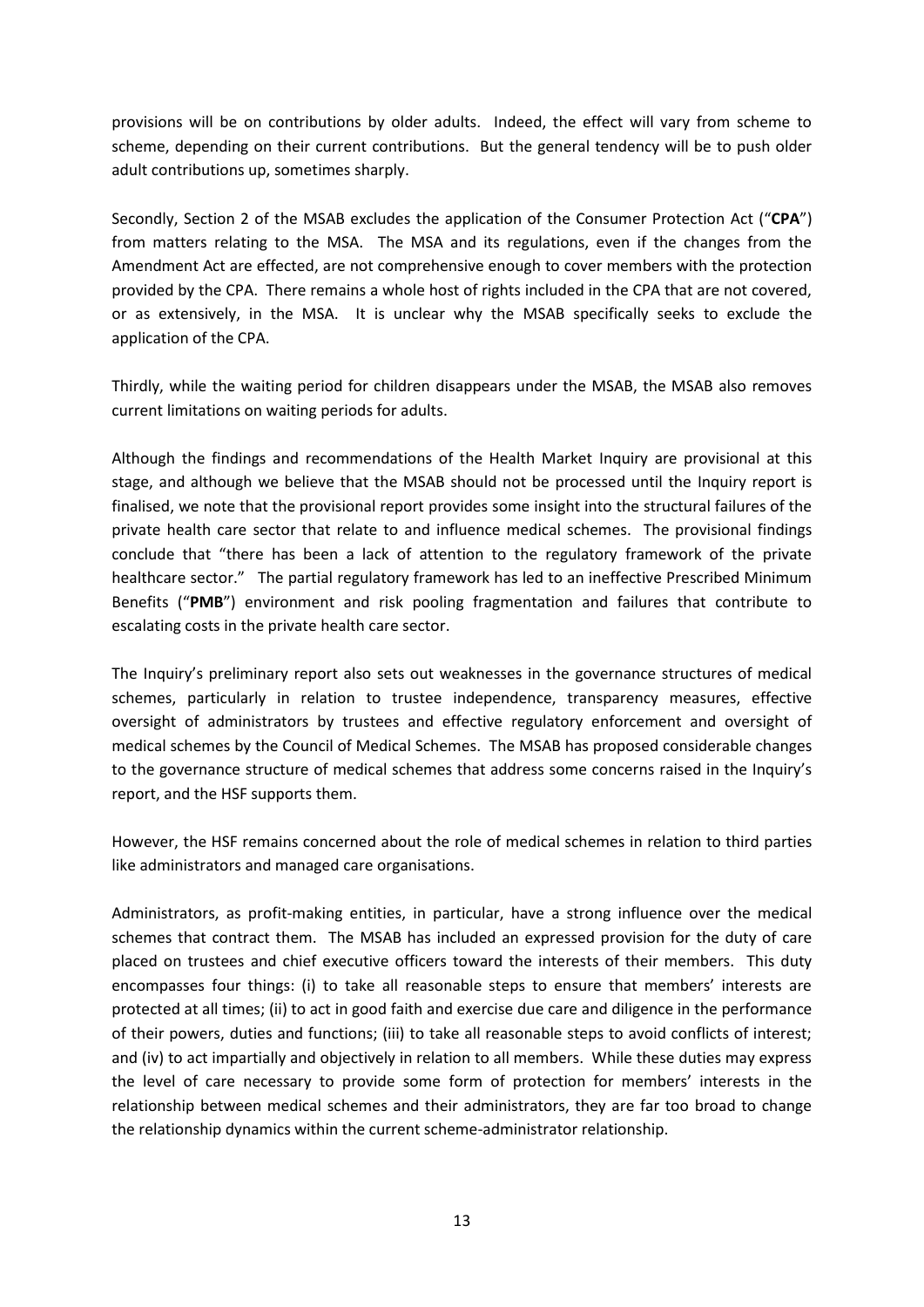provisions will be on contributions by older adults. Indeed, the effect will vary from scheme to scheme, depending on their current contributions. But the general tendency will be to push older adult contributions up, sometimes sharply.

Secondly, Section 2 of the MSAB excludes the application of the Consumer Protection Act ("**CPA**") from matters relating to the MSA. The MSA and its regulations, even if the changes from the Amendment Act are effected, are not comprehensive enough to cover members with the protection provided by the CPA. There remains a whole host of rights included in the CPA that are not covered, or as extensively, in the MSA. It is unclear why the MSAB specifically seeks to exclude the application of the CPA.

Thirdly, while the waiting period for children disappears under the MSAB, the MSAB also removes current limitations on waiting periods for adults.

Although the findings and recommendations of the Health Market Inquiry are provisional at this stage, and although we believe that the MSAB should not be processed until the Inquiry report is finalised, we note that the provisional report provides some insight into the structural failures of the private health care sector that relate to and influence medical schemes. The provisional findings conclude that "there has been a lack of attention to the regulatory framework of the private healthcare sector." The partial regulatory framework has led to an ineffective Prescribed Minimum Benefits ("**PMB**") environment and risk pooling fragmentation and failures that contribute to escalating costs in the private health care sector.

The Inquiry's preliminary report also sets out weaknesses in the governance structures of medical schemes, particularly in relation to trustee independence, transparency measures, effective oversight of administrators by trustees and effective regulatory enforcement and oversight of medical schemes by the Council of Medical Schemes. The MSAB has proposed considerable changes to the governance structure of medical schemes that address some concerns raised in the Inquiry's report, and the HSF supports them.

However, the HSF remains concerned about the role of medical schemes in relation to third parties like administrators and managed care organisations.

Administrators, as profit-making entities, in particular, have a strong influence over the medical schemes that contract them. The MSAB has included an expressed provision for the duty of care placed on trustees and chief executive officers toward the interests of their members. This duty encompasses four things: (i) to take all reasonable steps to ensure that members' interests are protected at all times; (ii) to act in good faith and exercise due care and diligence in the performance of their powers, duties and functions; (iii) to take all reasonable steps to avoid conflicts of interest; and (iv) to act impartially and objectively in relation to all members. While these duties may express the level of care necessary to provide some form of protection for members' interests in the relationship between medical schemes and their administrators, they are far too broad to change the relationship dynamics within the current scheme-administrator relationship.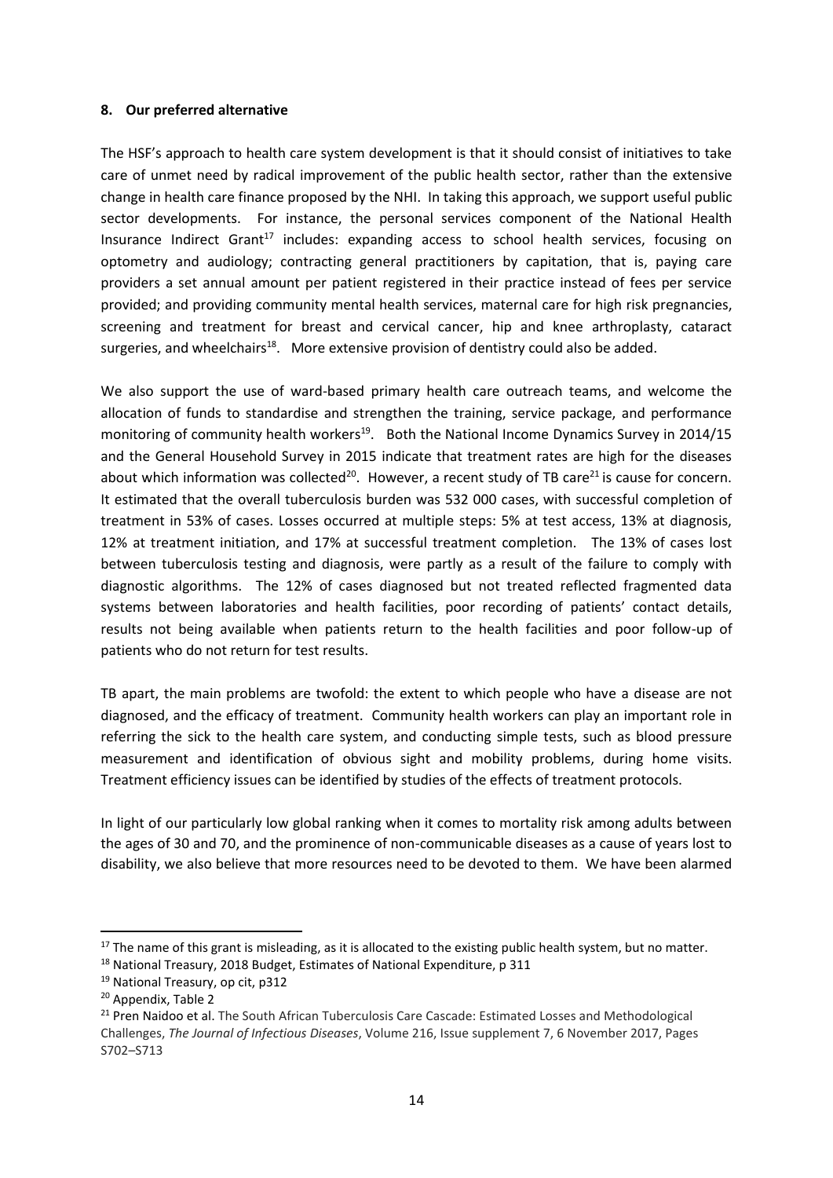**8. Our preferred alternative**

The HSF's approach to health care system development is that it should consist of initiatives to take care of unmet need by radical improvement of the public health sector, rather than the extensive change in health care finance proposed by the NHI. In taking this approach, we support useful public sector developments. For instance, the personal services component of the National Health Insurance Indirect Grant[17] includes: expanding access to school health services, focusing on optometry and audiology; contracting general practitioners by capitation, that is, paying care providers a set annual amount per patient registered in their practice instead of fees per service provided; and providing community mental health services, maternal care for high risk pregnancies, screening and treatment for breast and cervical cancer, hip and knee arthroplasty, cataract surgeries, and wheelchairs[18]. More extensive provision of dentistry could also be added.

We also support the use of ward-based primary health care outreach teams, and welcome the allocation of funds to standardise and strengthen the training, service package, and performance monitoring of community health workers[19]. Both the National Income Dynamics Survey in 2014/15 and the General Household Survey in 2015 indicate that treatment rates are high for the diseases about which information was collected[20]. However, a recent study of TB care[21] is cause for concern. It estimated that the overall tuberculosis burden was 532 000 cases, with successful completion of treatment in 53% of cases. Losses occurred at multiple steps: 5% at test access, 13% at diagnosis, 12% at treatment initiation, and 17% at successful treatment completion. The 13% of cases lost between tuberculosis testing and diagnosis, were partly as a result of the failure to comply with diagnostic algorithms. The 12% of cases diagnosed but not treated reflected fragmented data systems between laboratories and health facilities, poor recording of patients' contact details, results not being available when patients return to the health facilities and poor follow-up of patients who do not return for test results.

TB apart, the main problems are twofold: the extent to which people who have a disease are not diagnosed, and the efficacy of treatment. Community health workers can play an important role in referring the sick to the health care system, and conducting simple tests, such as blood pressure measurement and identification of obvious sight and mobility problems, during home visits. Treatment efficiency issues can be identified by studies of the effects of treatment protocols.

In light of our particularly low global ranking when it comes to mortality risk among adults between the ages of 30 and 70, and the prominence of non-communicable diseases as a cause of years lost to disability, we also believe that more resources need to be devoted to them. We have been alarmed

---

[17] The name of this grant is misleading, as it is allocated to the existing public health system, but no matter.

[18] National Treasury, 2018 Budget, Estimates of National Expenditure, p 311

[19] National Treasury, op cit, p312

[20] Appendix, Table 2

[21] Pren Naidoo et al. The South African Tuberculosis Care Cascade: Estimated Losses and Methodological Challenges, *The Journal of Infectious Diseases*, Volume 216, Issue supplement 7, 6 November 2017, Pages S702–S713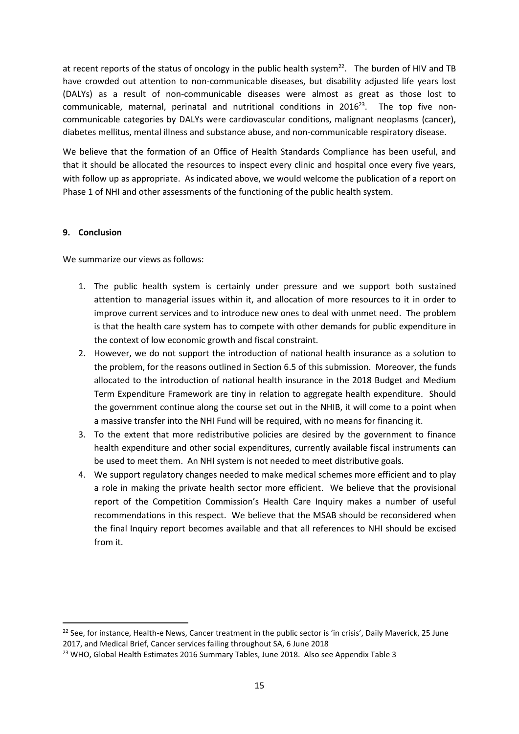at recent reports of the status of oncology in the public health system[22]. The burden of HIV and TB have crowded out attention to non-communicable diseases, but disability adjusted life years lost (DALYs) as a result of non-communicable diseases were almost as great as those lost to communicable, maternal, perinatal and nutritional conditions in 2016[23]. The top five non-communicable categories by DALYs were cardiovascular conditions, malignant neoplasms (cancer), diabetes mellitus, mental illness and substance abuse, and non-communicable respiratory disease.

We believe that the formation of an Office of Health Standards Compliance has been useful, and that it should be allocated the resources to inspect every clinic and hospital once every five years, with follow up as appropriate. As indicated above, we would welcome the publication of a report on Phase 1 of NHI and other assessments of the functioning of the public health system.

## 9. Conclusion

We summarize our views as follows:

1. The public health system is certainly under pressure and we support both sustained attention to managerial issues within it, and allocation of more resources to it in order to improve current services and to introduce new ones to deal with unmet need. The problem is that the health care system has to compete with other demands for public expenditure in the context of low economic growth and fiscal constraint.
2. However, we do not support the introduction of national health insurance as a solution to the problem, for the reasons outlined in Section 6.5 of this submission. Moreover, the funds allocated to the introduction of national health insurance in the 2018 Budget and Medium Term Expenditure Framework are tiny in relation to aggregate health expenditure. Should the government continue along the course set out in the NHIB, it will come to a point when a massive transfer into the NHI Fund will be required, with no means for financing it.
3. To the extent that more redistributive policies are desired by the government to finance health expenditure and other social expenditures, currently available fiscal instruments can be used to meet them. An NHI system is not needed to meet distributive goals.
4. We support regulatory changes needed to make medical schemes more efficient and to play a role in making the private health sector more efficient. We believe that the provisional report of the Competition Commission's Health Care Inquiry makes a number of useful recommendations in this respect. We believe that the MSAB should be reconsidered when the final Inquiry report becomes available and that all references to NHI should be excised from it.

---

[22] See, for instance, Health-e News, Cancer treatment in the public sector is 'in crisis', Daily Maverick, 25 June 2017, and Medical Brief, Cancer services failing throughout SA, 6 June 2018

[23] WHO, Global Health Estimates 2016 Summary Tables, June 2018. Also see Appendix Table 3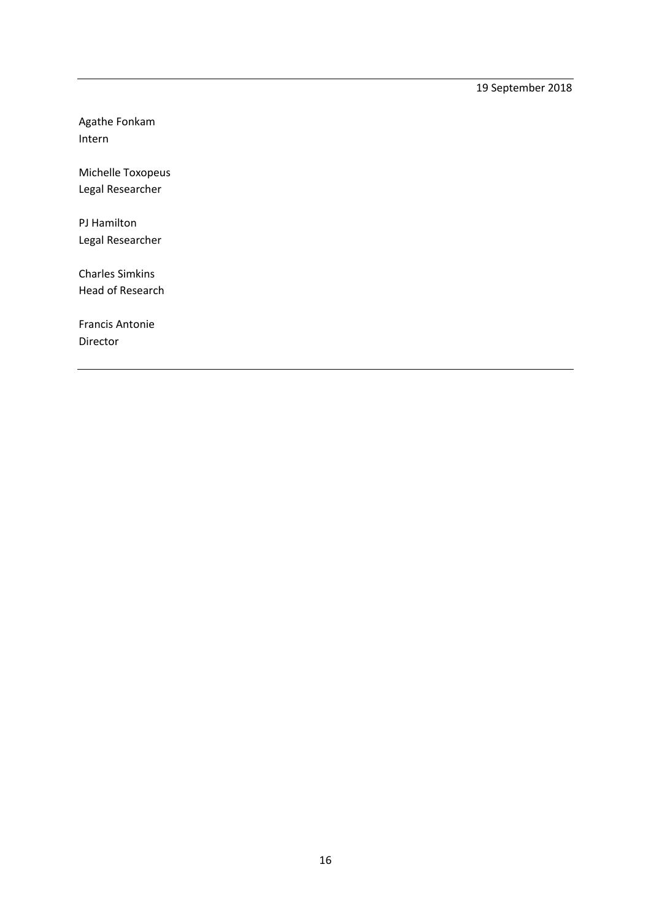---

19 September 2018

Agathe Fonkam
Intern

Michelle Toxopeus
Legal Researcher

PJ Hamilton
Legal Researcher

Charles Simkins
Head of Research

Francis Antonie
Director

---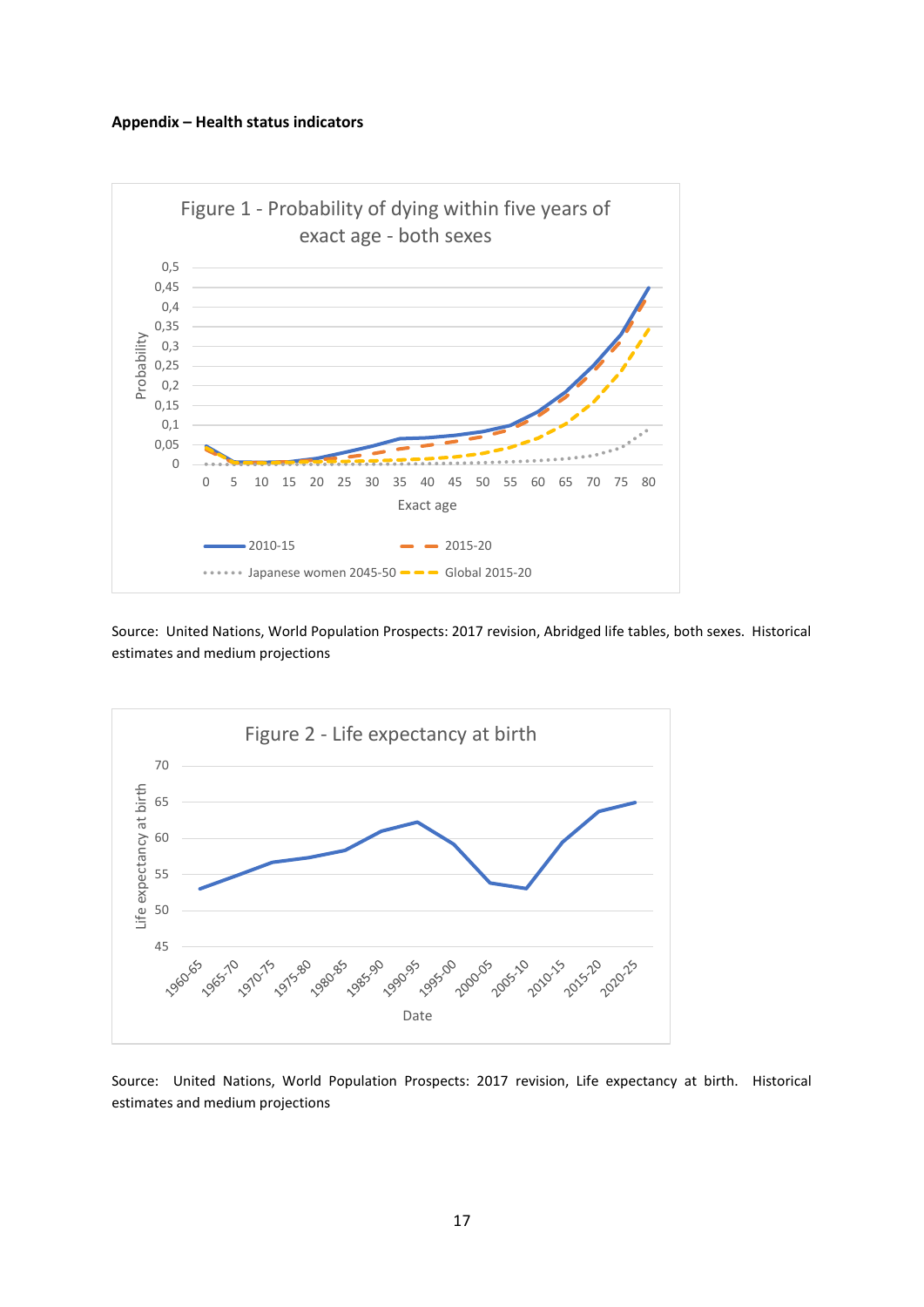**Appendix – Health status indicators**

Figure 1 - Probability of dying within five years of exact age - both sexes

Source: United Nations, World Population Prospects: 2017 revision, Abridged life tables, both sexes. Historical estimates and medium projections

Figure 2 - Life expectancy at birth

Source: United Nations, World Population Prospects: 2017 revision, Life expectancy at birth. Historical estimates and medium projections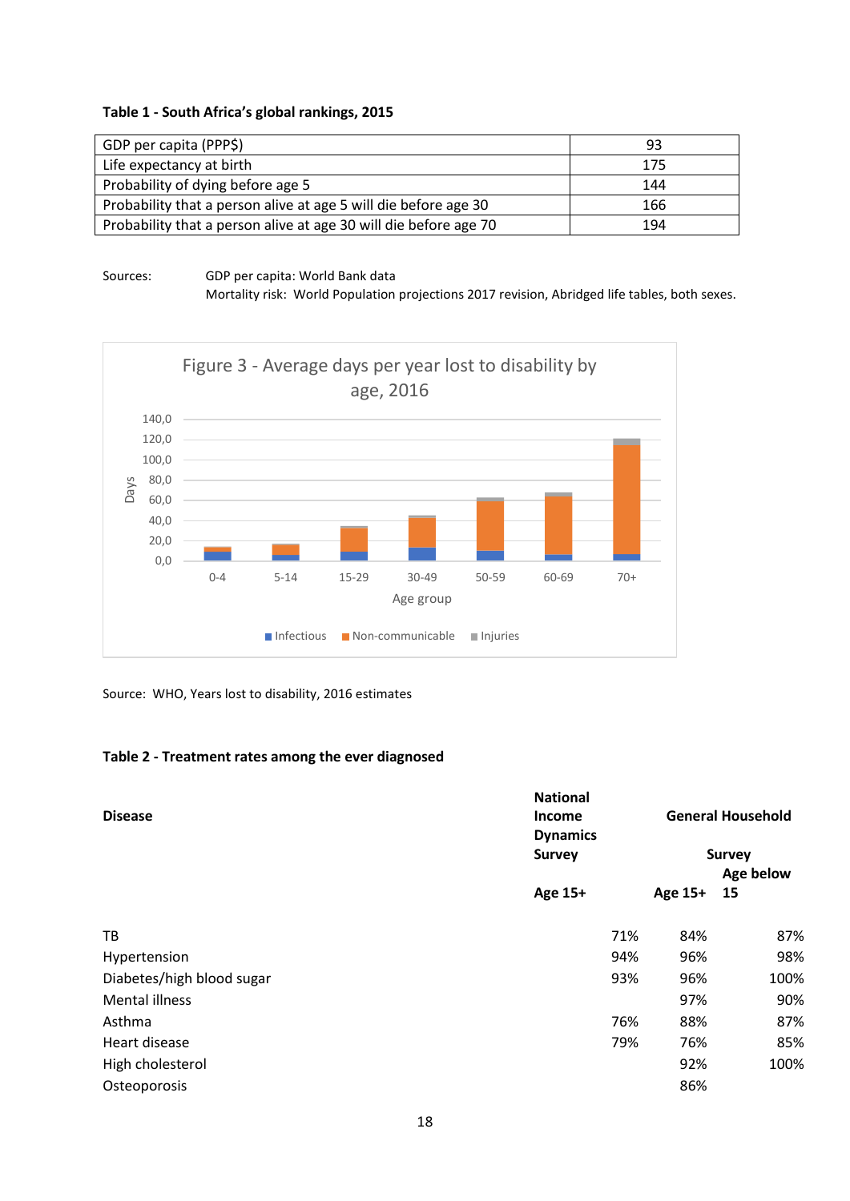**Table 1 - South Africa's global rankings, 2015**

| | |
|---|---|
| GDP per capita (PPP$) | 93 |
| Life expectancy at birth | 175 |
| Probability of dying before age 5 | 144 |
| Probability that a person alive at age 5 will die before age 30 | 166 |
| Probability that a person alive at age 30 will die before age 70 | 194 |

Sources: GDP per capita: World Bank data
Mortality risk: World Population projections 2017 revision, Abridged life tables, both sexes.

Figure 3 - Average days per year lost to disability by age, 2016

Source: WHO, Years lost to disability, 2016 estimates

**Table 2 - Treatment rates among the ever diagnosed**

| Disease | National Income Dynamics Survey | General Household Survey | |
|---|---|---|---|
| | Age 15+ | Age 15+ | Age below 15 |
| TB | 71% | 84% | 87% |
| Hypertension | 94% | 96% | 98% |
| Diabetes/high blood sugar | 93% | 96% | 100% |
| Mental illness | | 97% | 90% |
| Asthma | 76% | 88% | 87% |
| Heart disease | 79% | 76% | 85% |
| High cholesterol | | 92% | 100% |
| Osteoporosis | | 86% | |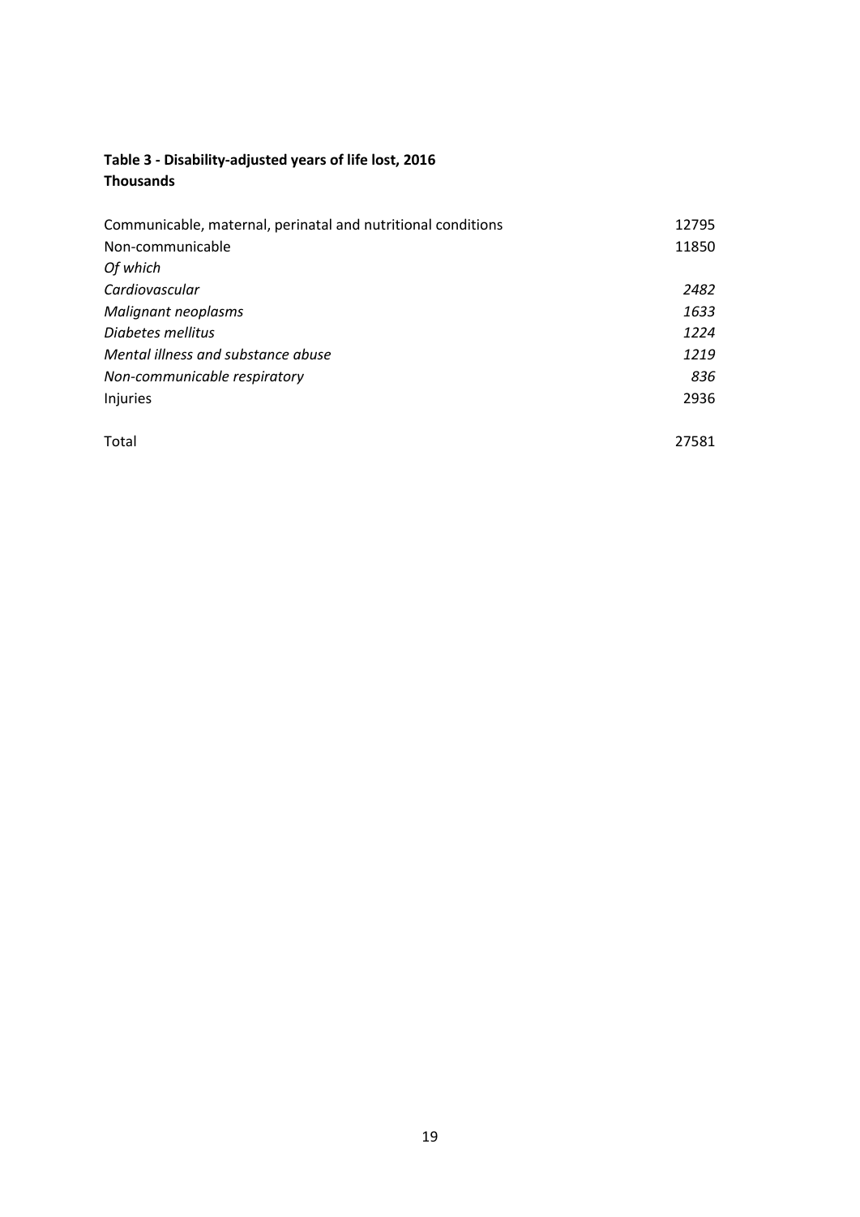**Table 3 - Disability-adjusted years of life lost, 2016**
**Thousands**

| | |
|---|---:|
| Communicable, maternal, perinatal and nutritional conditions | 12795 |
| Non-communicable | 11850 |
| *Of which* | |
| *Cardiovascular* | *2482* |
| *Malignant neoplasms* | *1633* |
| *Diabetes mellitus* | *1224* |
| *Mental illness and substance abuse* | *1219* |
| *Non-communicable respiratory* | *836* |
| Injuries | 2936 |
| | |
| Total | 27581 |